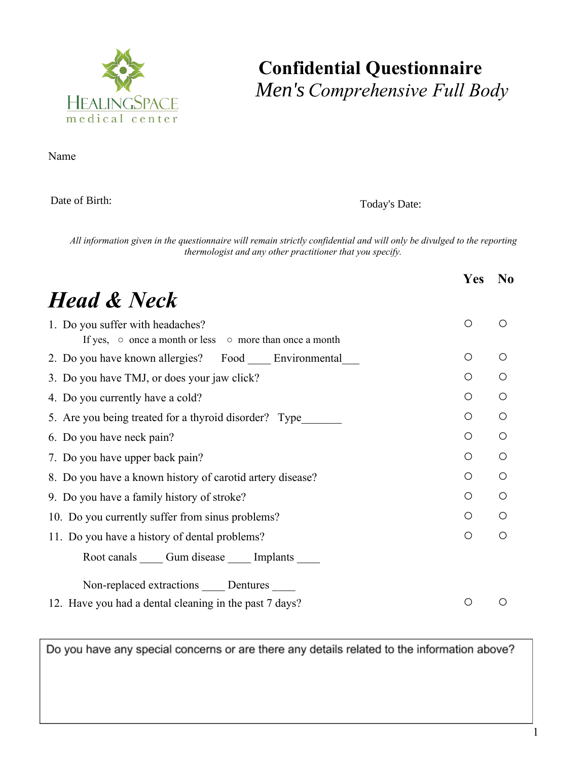HealingSpace medical center

# Confidential Questionnaire

*Men's Comprehensive Full Body*

Name

Date of Birth:

Today's Date:

*All information given in the questionnaire will remain strictly confidential and will only be divulged to the reporting thermologist and any other practitioner that you specify.*

## *Head & Neck*

| Question | Yes | No |
| --- | --- | --- |
| 1. Do you suffer with headaches? If yes, ○ once a month or less ○ more than once a month | ○ | ○ |
| 2. Do you have known allergies? Food ____ Environmental___ | ○ | ○ |
| 3. Do you have TMJ, or does your jaw click? | ○ | ○ |
| 4. Do you currently have a cold? | ○ | ○ |
| 5. Are you being treated for a thyroid disorder? Type_______ | ○ | ○ |
| 6. Do you have neck pain? | ○ | ○ |
| 7. Do you have upper back pain? | ○ | ○ |
| 8. Do you have a known history of carotid artery disease? | ○ | ○ |
| 9. Do you have a family history of stroke? | ○ | ○ |
| 10. Do you currently suffer from sinus problems? | ○ | ○ |
| 11. Do you have a history of dental problems? Root canals ____ Gum disease ____ Implants ____ Non-replaced extractions ____ Dentures ____ | ○ | ○ |
| 12. Have you had a dental cleaning in the past 7 days? | ○ | ○ |

Do you have any special concerns or are there any details related to the information above?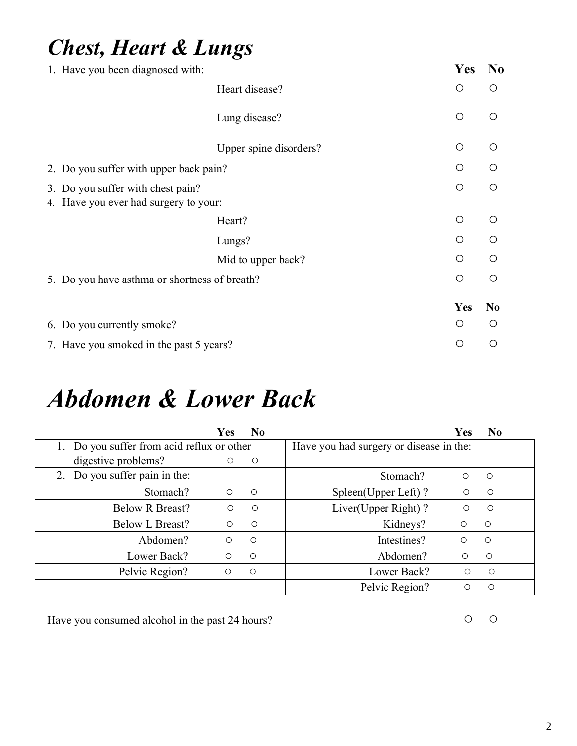# *Chest, Heart & Lungs*

| | | Yes | No |
|---|---|---|---|
| 1. Have you been diagnosed with: | | | |
| | Heart disease? | ○ | ○ |
| | Lung disease? | ○ | ○ |
| | Upper spine disorders? | ○ | ○ |
| 2. Do you suffer with upper back pain? | | ○ | ○ |
| 3. Do you suffer with chest pain? | | ○ | ○ |
| 4. Have you ever had surgery to your: | | | |
| | Heart? | ○ | ○ |
| | Lungs? | ○ | ○ |
| | Mid to upper back? | ○ | ○ |
| 5. Do you have asthma or shortness of breath? | | ○ | ○ |

| | Yes | No |
|---|---|---|
| 6. Do you currently smoke? | ○ | ○ |
| 7. Have you smoked in the past 5 years? | ○ | ○ |

# *Abdomen & Lower Back*

| | Yes | No | | Yes | No |
|---|---|---|---|---|---|
| 1. Do you suffer from acid reflux or other digestive problems? | ○ | ○ | Have you had surgery or disease in the: | | |
| 2. Do you suffer pain in the: | | | Stomach? | ○ | ○ |
| Stomach? | ○ | ○ | Spleen(Upper Left) ? | ○ | ○ |
| Below R Breast? | ○ | ○ | Liver(Upper Right) ? | ○ | ○ |
| Below L Breast? | ○ | ○ | Kidneys? | ○ | ○ |
| Abdomen? | ○ | ○ | Intestines? | ○ | ○ |
| Lower Back? | ○ | ○ | Abdomen? | ○ | ○ |
| Pelvic Region? | ○ | ○ | Lower Back? | ○ | ○ |
| | | | Pelvic Region? | ○ | ○ |

Have you consumed alcohol in the past 24 hours? ○ ○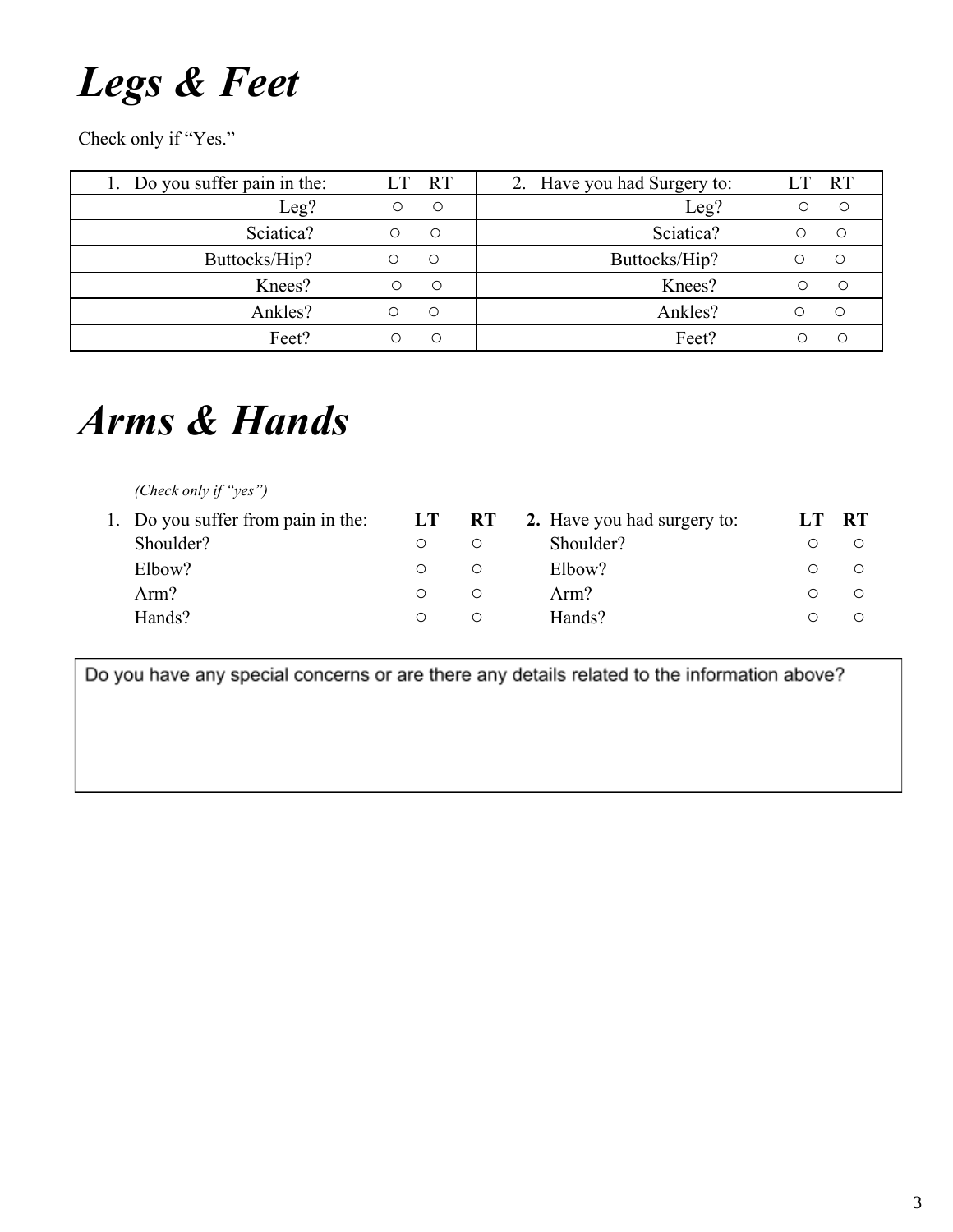# Legs & Feet

Check only if “Yes.”

| 1. Do you suffer pain in the: | LT | RT | 2. Have you had Surgery to: | LT | RT |
|---|---|---|---|---|---|
| Leg? | ○ | ○ | Leg? | ○ | ○ |
| Sciatica? | ○ | ○ | Sciatica? | ○ | ○ |
| Buttocks/Hip? | ○ | ○ | Buttocks/Hip? | ○ | ○ |
| Knees? | ○ | ○ | Knees? | ○ | ○ |
| Ankles? | ○ | ○ | Ankles? | ○ | ○ |
| Feet? | ○ | ○ | Feet? | ○ | ○ |

# Arms & Hands

*(Check only if “yes”)*

| 1. Do you suffer from pain in the: | **LT** | **RT** | **2.** Have you had surgery to: | **LT** | **RT** |
|---|---|---|---|---|---|
| Shoulder? | ○ | ○ | Shoulder? | ○ | ○ |
| Elbow? | ○ | ○ | Elbow? | ○ | ○ |
| Arm? | ○ | ○ | Arm? | ○ | ○ |
| Hands? | ○ | ○ | Hands? | ○ | ○ |

Do you have any special concerns or are there any details related to the information above?